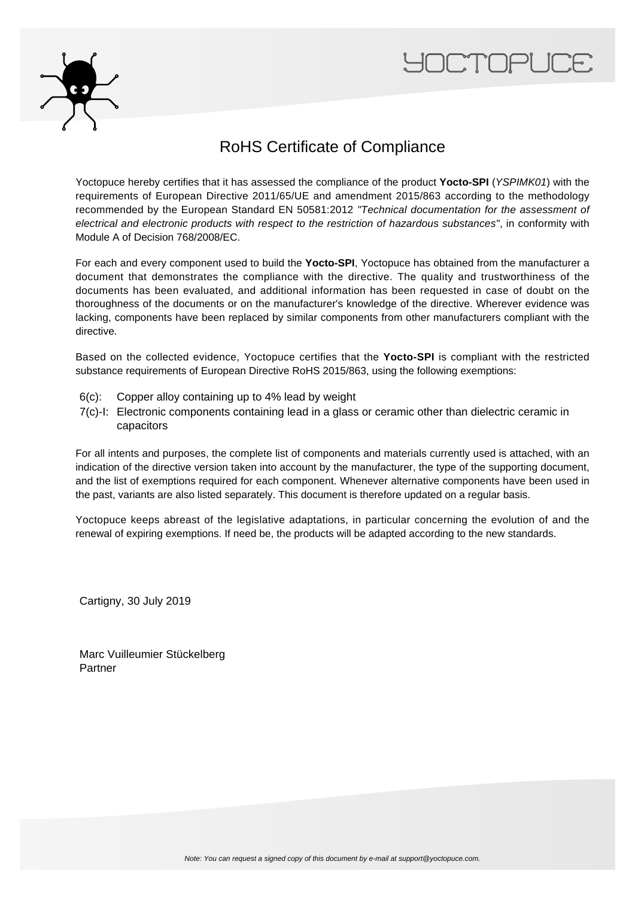YOCTOPUCE

# RoHS Certificate of Compliance

Yoctopuce hereby certifies that it has assessed the compliance of the product **Yocto-SPI** (*YSPIMK01*) with the requirements of European Directive 2011/65/UE and amendment 2015/863 according to the methodology recommended by the European Standard EN 50581:2012 *"Technical documentation for the assessment of electrical and electronic products with respect to the restriction of hazardous substances"*, in conformity with Module A of Decision 768/2008/EC.

For each and every component used to build the **Yocto-SPI**, Yoctopuce has obtained from the manufacturer a document that demonstrates the compliance with the directive. The quality and trustworthiness of the documents has been evaluated, and additional information has been requested in case of doubt on the thoroughness of the documents or on the manufacturer's knowledge of the directive. Wherever evidence was lacking, components have been replaced by similar components from other manufacturers compliant with the directive.

Based on the collected evidence, Yoctopuce certifies that the **Yocto-SPI** is compliant with the restricted substance requirements of European Directive RoHS 2015/863, using the following exemptions:

- 6(c): Copper alloy containing up to 4% lead by weight
- 7(c)-I: Electronic components containing lead in a glass or ceramic other than dielectric ceramic in capacitors

For all intents and purposes, the complete list of components and materials currently used is attached, with an indication of the directive version taken into account by the manufacturer, the type of the supporting document, and the list of exemptions required for each component. Whenever alternative components have been used in the past, variants are also listed separately. This document is therefore updated on a regular basis.

Yoctopuce keeps abreast of the legislative adaptations, in particular concerning the evolution of and the renewal of expiring exemptions. If need be, the products will be adapted according to the new standards.

Cartigny, 30 July 2019

Marc Vuilleumier Stückelberg
Partner

*Note: You can request a signed copy of this document by e-mail at support@yoctopuce.com.*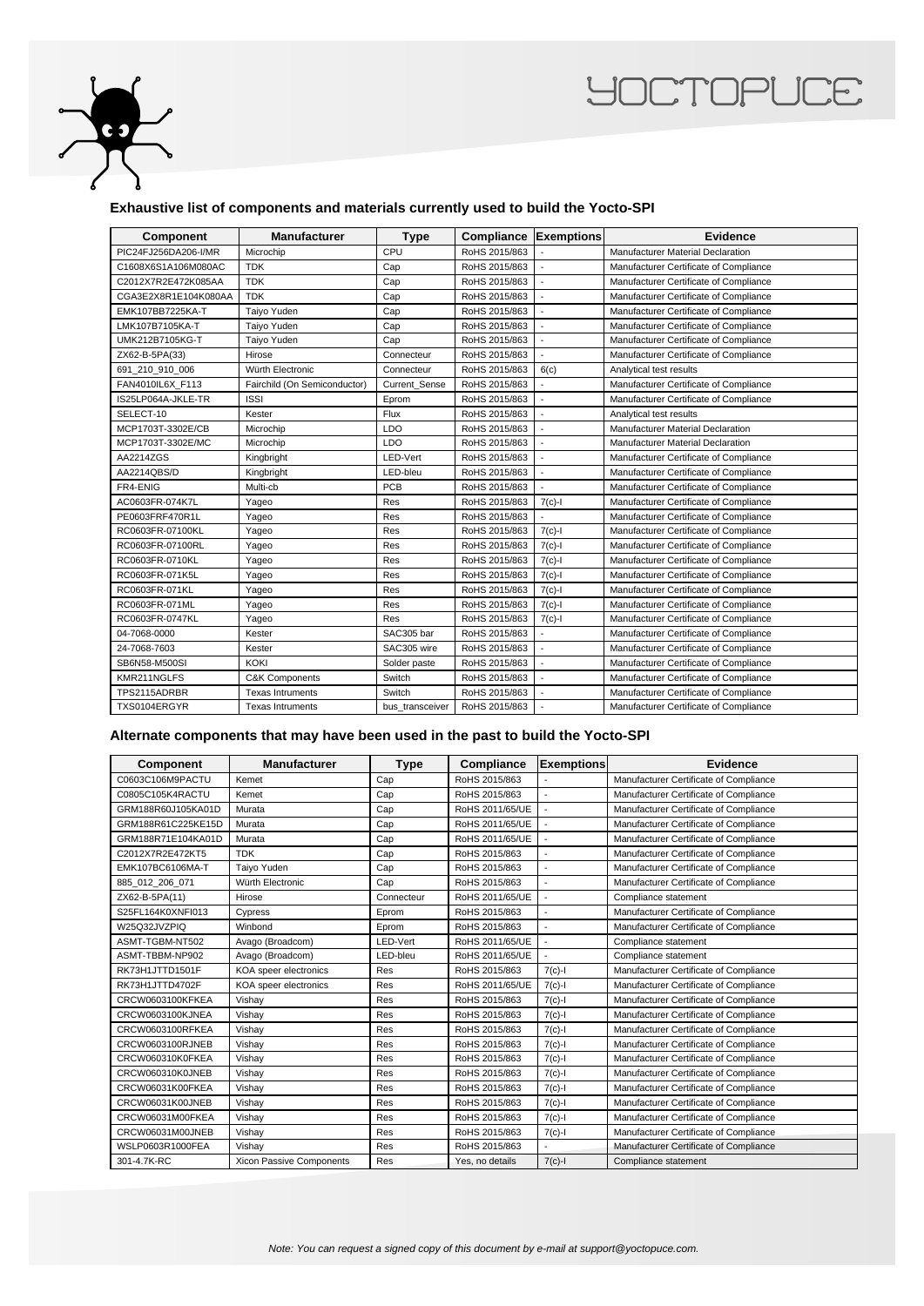YOCTOPUCE

## Exhaustive list of components and materials currently used to build the Yocto-SPI

| Component | Manufacturer | Type | Compliance | Exemptions | Evidence |
|---|---|---|---|---|---|
| PIC24FJ256DA206-I/MR | Microchip | CPU | RoHS 2015/863 | - | Manufacturer Material Declaration |
| C1608X6S1A106M080AC | TDK | Cap | RoHS 2015/863 | - | Manufacturer Certificate of Compliance |
| C2012X7R2E472K085AA | TDK | Cap | RoHS 2015/863 | - | Manufacturer Certificate of Compliance |
| CGA3E2X8R1E104K080AA | TDK | Cap | RoHS 2015/863 | - | Manufacturer Certificate of Compliance |
| EMK107BB7225KA-T | Taiyo Yuden | Cap | RoHS 2015/863 | - | Manufacturer Certificate of Compliance |
| LMK107B7105KA-T | Taiyo Yuden | Cap | RoHS 2015/863 | - | Manufacturer Certificate of Compliance |
| UMK212B7105KG-T | Taiyo Yuden | Cap | RoHS 2015/863 | - | Manufacturer Certificate of Compliance |
| ZX62-B-5PA(33) | Hirose | Connecteur | RoHS 2015/863 | - | Manufacturer Certificate of Compliance |
| 691_210_910_006 | Würth Electronic | Connecteur | RoHS 2015/863 | 6(c) | Analytical test results |
| FAN4010IL6X_F113 | Fairchild (On Semiconductor) | Current_Sense | RoHS 2015/863 | - | Manufacturer Certificate of Compliance |
| IS25LP064A-JKLE-TR | ISSI | Eprom | RoHS 2015/863 | - | Manufacturer Certificate of Compliance |
| SELECT-10 | Kester | Flux | RoHS 2015/863 | - | Analytical test results |
| MCP1703T-3302E/CB | Microchip | LDO | RoHS 2015/863 | - | Manufacturer Material Declaration |
| MCP1703T-3302E/MC | Microchip | LDO | RoHS 2015/863 | - | Manufacturer Material Declaration |
| AA2214ZGS | Kingbright | LED-Vert | RoHS 2015/863 | - | Manufacturer Certificate of Compliance |
| AA2214QBS/D | Kingbright | LED-bleu | RoHS 2015/863 | - | Manufacturer Certificate of Compliance |
| FR4-ENIG | Multi-cb | PCB | RoHS 2015/863 | - | Manufacturer Certificate of Compliance |
| AC0603FR-074K7L | Yageo | Res | RoHS 2015/863 | 7(c)-I | Manufacturer Certificate of Compliance |
| PE0603FRF470R1L | Yageo | Res | RoHS 2015/863 | - | Manufacturer Certificate of Compliance |
| RC0603FR-07100KL | Yageo | Res | RoHS 2015/863 | 7(c)-I | Manufacturer Certificate of Compliance |
| RC0603FR-07100RL | Yageo | Res | RoHS 2015/863 | 7(c)-I | Manufacturer Certificate of Compliance |
| RC0603FR-0710KL | Yageo | Res | RoHS 2015/863 | 7(c)-I | Manufacturer Certificate of Compliance |
| RC0603FR-071K5L | Yageo | Res | RoHS 2015/863 | 7(c)-I | Manufacturer Certificate of Compliance |
| RC0603FR-071KL | Yageo | Res | RoHS 2015/863 | 7(c)-I | Manufacturer Certificate of Compliance |
| RC0603FR-071ML | Yageo | Res | RoHS 2015/863 | 7(c)-I | Manufacturer Certificate of Compliance |
| RC0603FR-0747KL | Yageo | Res | RoHS 2015/863 | 7(c)-I | Manufacturer Certificate of Compliance |
| 04-7068-0000 | Kester | SAC305 bar | RoHS 2015/863 | - | Manufacturer Certificate of Compliance |
| 24-7068-7603 | Kester | SAC305 wire | RoHS 2015/863 | - | Manufacturer Certificate of Compliance |
| SB6N58-M500SI | KOKI | Solder paste | RoHS 2015/863 | - | Manufacturer Certificate of Compliance |
| KMR211NGLFS | C&K Components | Switch | RoHS 2015/863 | - | Manufacturer Certificate of Compliance |
| TPS2115ADRBR | Texas Intruments | Switch | RoHS 2015/863 | - | Manufacturer Certificate of Compliance |
| TXS0104ERGYR | Texas Intruments | bus_transceiver | RoHS 2015/863 | - | Manufacturer Certificate of Compliance |

## Alternate components that may have been used in the past to build the Yocto-SPI

| Component | Manufacturer | Type | Compliance | Exemptions | Evidence |
|---|---|---|---|---|---|
| C0603C106M9PACTU | Kemet | Cap | RoHS 2015/863 | - | Manufacturer Certificate of Compliance |
| C0805C105K4RACTU | Kemet | Cap | RoHS 2015/863 | - | Manufacturer Certificate of Compliance |
| GRM188R60J105KA01D | Murata | Cap | RoHS 2011/65/UE | - | Manufacturer Certificate of Compliance |
| GRM188R61C225KE15D | Murata | Cap | RoHS 2011/65/UE | - | Manufacturer Certificate of Compliance |
| GRM188R71E104KA01D | Murata | Cap | RoHS 2011/65/UE | - | Manufacturer Certificate of Compliance |
| C2012X7R2E472KT5 | TDK | Cap | RoHS 2015/863 | - | Manufacturer Certificate of Compliance |
| EMK107BC6106MA-T | Taiyo Yuden | Cap | RoHS 2015/863 | - | Manufacturer Certificate of Compliance |
| 885_012_206_071 | Würth Electronic | Cap | RoHS 2015/863 | - | Manufacturer Certificate of Compliance |
| ZX62-B-5PA(11) | Hirose | Connecteur | RoHS 2011/65/UE | - | Compliance statement |
| S25FL164K0XNFI013 | Cypress | Eprom | RoHS 2015/863 | - | Manufacturer Certificate of Compliance |
| W25Q32JVZPIQ | Winbond | Eprom | RoHS 2015/863 | - | Manufacturer Certificate of Compliance |
| ASMT-TGBM-NT502 | Avago (Broadcom) | LED-Vert | RoHS 2011/65/UE | - | Compliance statement |
| ASMT-TBBM-NP902 | Avago (Broadcom) | LED-bleu | RoHS 2011/65/UE | - | Compliance statement |
| RK73H1JTTD1501F | KOA speer electronics | Res | RoHS 2015/863 | 7(c)-I | Manufacturer Certificate of Compliance |
| RK73H1JTTD4702F | KOA speer electronics | Res | RoHS 2011/65/UE | 7(c)-I | Manufacturer Certificate of Compliance |
| CRCW0603100KFKEA | Vishay | Res | RoHS 2015/863 | 7(c)-I | Manufacturer Certificate of Compliance |
| CRCW0603100KJNEA | Vishay | Res | RoHS 2015/863 | 7(c)-I | Manufacturer Certificate of Compliance |
| CRCW0603100RFKEA | Vishay | Res | RoHS 2015/863 | 7(c)-I | Manufacturer Certificate of Compliance |
| CRCW0603100RJNEB | Vishay | Res | RoHS 2015/863 | 7(c)-I | Manufacturer Certificate of Compliance |
| CRCW060310K0FKEA | Vishay | Res | RoHS 2015/863 | 7(c)-I | Manufacturer Certificate of Compliance |
| CRCW060310K0JNEB | Vishay | Res | RoHS 2015/863 | 7(c)-I | Manufacturer Certificate of Compliance |
| CRCW06031K00FKEA | Vishay | Res | RoHS 2015/863 | 7(c)-I | Manufacturer Certificate of Compliance |
| CRCW06031K00JNEB | Vishay | Res | RoHS 2015/863 | 7(c)-I | Manufacturer Certificate of Compliance |
| CRCW06031M00FKEA | Vishay | Res | RoHS 2015/863 | 7(c)-I | Manufacturer Certificate of Compliance |
| CRCW06031M00JNEB | Vishay | Res | RoHS 2015/863 | 7(c)-I | Manufacturer Certificate of Compliance |
| WSLP0603R1000FEA | Vishay | Res | RoHS 2015/863 | - | Manufacturer Certificate of Compliance |
| 301-4.7K-RC | Xicon Passive Components | Res | Yes, no details | 7(c)-I | Compliance statement |

*Note: You can request a signed copy of this document by e-mail at support@yoctopuce.com.*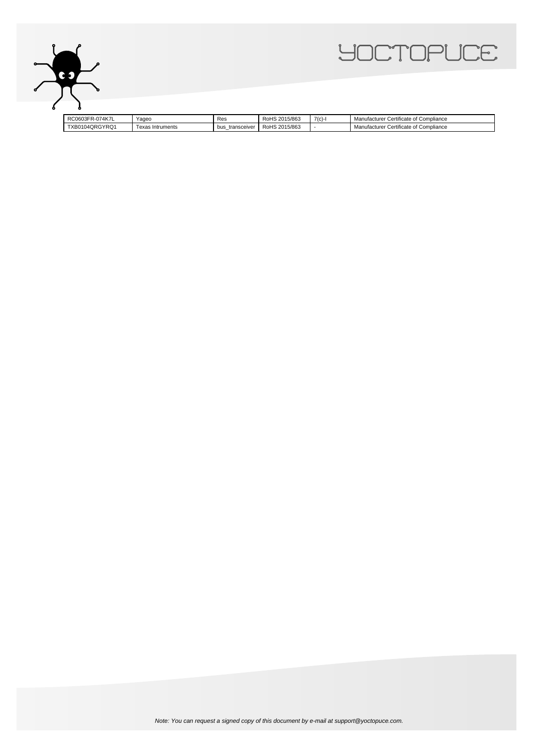| | | | | | |
|---|---|---|---|---|---|
| RC0603FR-074K7L | Yageo | Res | RoHS 2015/863 | 7(c)-I | Manufacturer Certificate of Compliance |
| TXB0104QRGYRQ1 | Texas Intruments | bus_transceiver | RoHS 2015/863 | - | Manufacturer Certificate of Compliance |

*Note: You can request a signed copy of this document by e-mail at support@yoctopuce.com.*